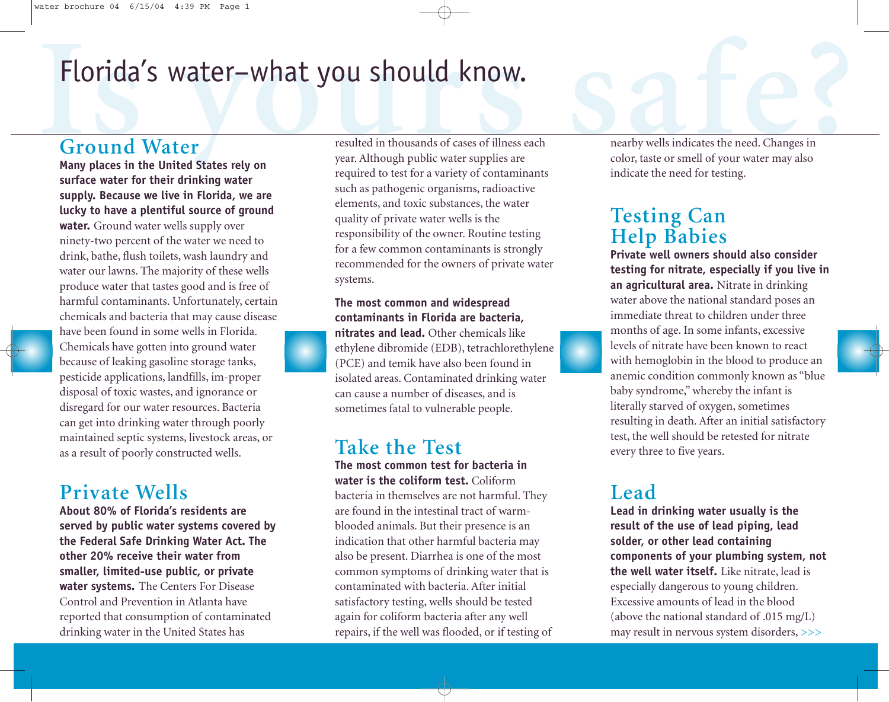# Florida's water–what you should know.

Is yours safe?

## Ground Water

**Many places in the United States rely on surface water for their drinking water supply. Because we live in Florida, we are lucky to have a plentiful source of ground water.** Ground water wells supply over ninety-two percent of the water we need to drink, bathe, flush toilets, wash laundry and water our lawns. The majority of these wells produce water that tastes good and is free of harmful contaminants. Unfortunately, certain chemicals and bacteria that may cause disease have been found in some wells in Florida. Chemicals have gotten into ground water because of leaking gasoline storage tanks, pesticide applications, landfills, im-proper disposal of toxic wastes, and ignorance or disregard for our water resources. Bacteria can get into drinking water through poorly maintained septic systems, livestock areas, or as a result of poorly constructed wells.

## Private Wells

**About 80% of Florida's residents are served by public water systems covered by the Federal Safe Drinking Water Act. The other 20% receive their water from smaller, limited-use public, or private water systems.** The Centers For Disease Control and Prevention in Atlanta have reported that consumption of contaminated drinking water in the United States has resulted in thousands of cases of illness each year. Although public water supplies are required to test for a variety of contaminants such as pathogenic organisms, radioactive elements, and toxic substances, the water quality of private water wells is the responsibility of the owner. Routine testing for a few common contaminants is strongly recommended for the owners of private water systems.

**The most common and widespread contaminants in Florida are bacteria, nitrates and lead.** Other chemicals like ethylene dibromide (EDB), tetrachlorethylene (PCE) and temik have also been found in isolated areas. Contaminated drinking water can cause a number of diseases, and is sometimes fatal to vulnerable people.

## Take the Test

**The most common test for bacteria in water is the coliform test.** Coliform bacteria in themselves are not harmful. They are found in the intestinal tract of warm-blooded animals. But their presence is an indication that other harmful bacteria may also be present. Diarrhea is one of the most common symptoms of drinking water that is contaminated with bacteria. After initial satisfactory testing, wells should be tested again for coliform bacteria after any well repairs, if the well was flooded, or if testing of nearby wells indicates the need. Changes in color, taste or smell of your water may also indicate the need for testing.

## Testing Can Help Babies

**Private well owners should also consider testing for nitrate, especially if you live in an agricultural area.** Nitrate in drinking water above the national standard poses an immediate threat to children under three months of age. In some infants, excessive levels of nitrate have been known to react with hemoglobin in the blood to produce an anemic condition commonly known as "blue baby syndrome," whereby the infant is literally starved of oxygen, sometimes resulting in death. After an initial satisfactory test, the well should be retested for nitrate every three to five years.

## Lead

**Lead in drinking water usually is the result of the use of lead piping, lead solder, or other lead containing components of your plumbing system, not the well water itself.** Like nitrate, lead is especially dangerous to young children. Excessive amounts of lead in the blood (above the national standard of .015 mg/L) may result in nervous system disorders, >>>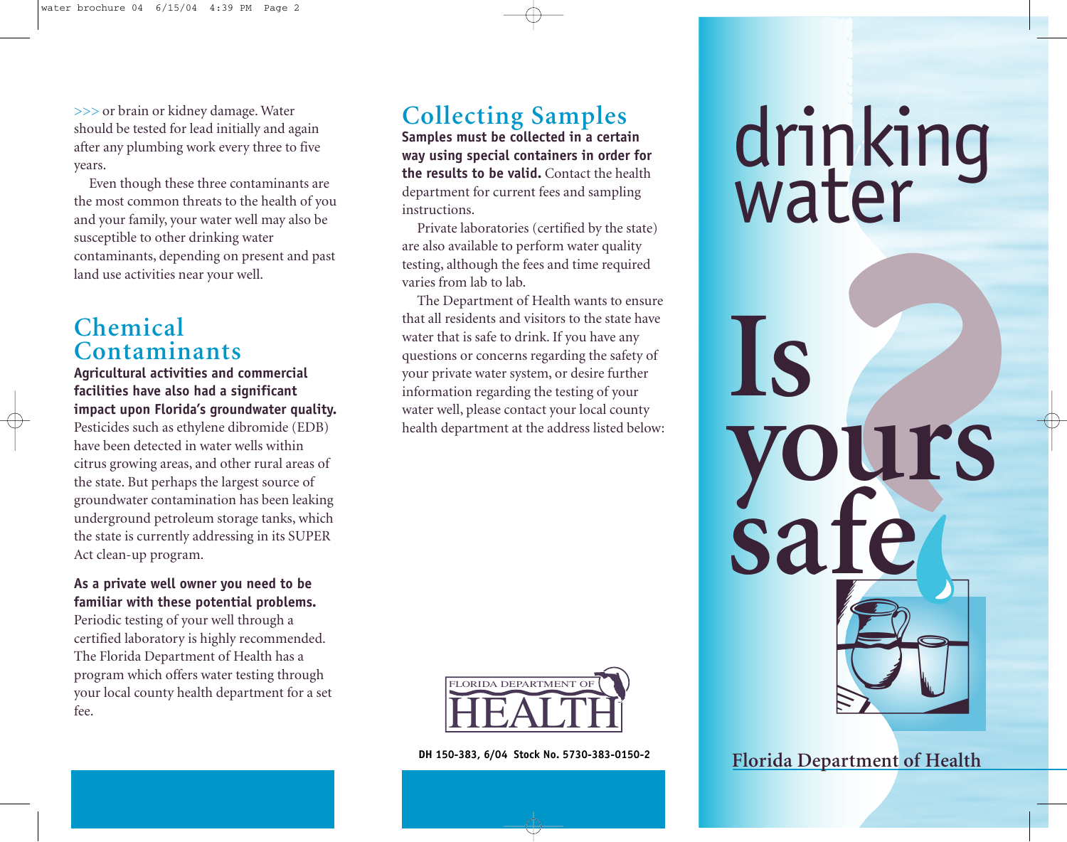>>> or brain or kidney damage. Water should be tested for lead initially and again after any plumbing work every three to five years.

Even though these three contaminants are the most common threats to the health of you and your family, your water well may also be susceptible to other drinking water contaminants, depending on present and past land use activities near your well.

## Chemical Contaminants

**Agricultural activities and commercial facilities have also had a significant impact upon Florida's groundwater quality.** Pesticides such as ethylene dibromide (EDB) have been detected in water wells within citrus growing areas, and other rural areas of the state. But perhaps the largest source of groundwater contamination has been leaking underground petroleum storage tanks, which the state is currently addressing in its SUPER Act clean-up program.

**As a private well owner you need to be familiar with these potential problems.** Periodic testing of your well through a certified laboratory is highly recommended. The Florida Department of Health has a program which offers water testing through your local county health department for a set fee.

## Collecting Samples

**Samples must be collected in a certain way using special containers in order for the results to be valid.** Contact the health department for current fees and sampling instructions.

Private laboratories (certified by the state) are also available to perform water quality testing, although the fees and time required varies from lab to lab.

The Department of Health wants to ensure that all residents and visitors to the state have water that is safe to drink. If you have any questions or concerns regarding the safety of your private water system, or desire further information regarding the testing of your water well, please contact your local county health department at the address listed below:

FLORIDA DEPARTMENT OF HEALTH

DH 150-383, 6/04 Stock No. 5730-383-0150-2

# drinking water

# Is yours safe?

Florida Department of Health